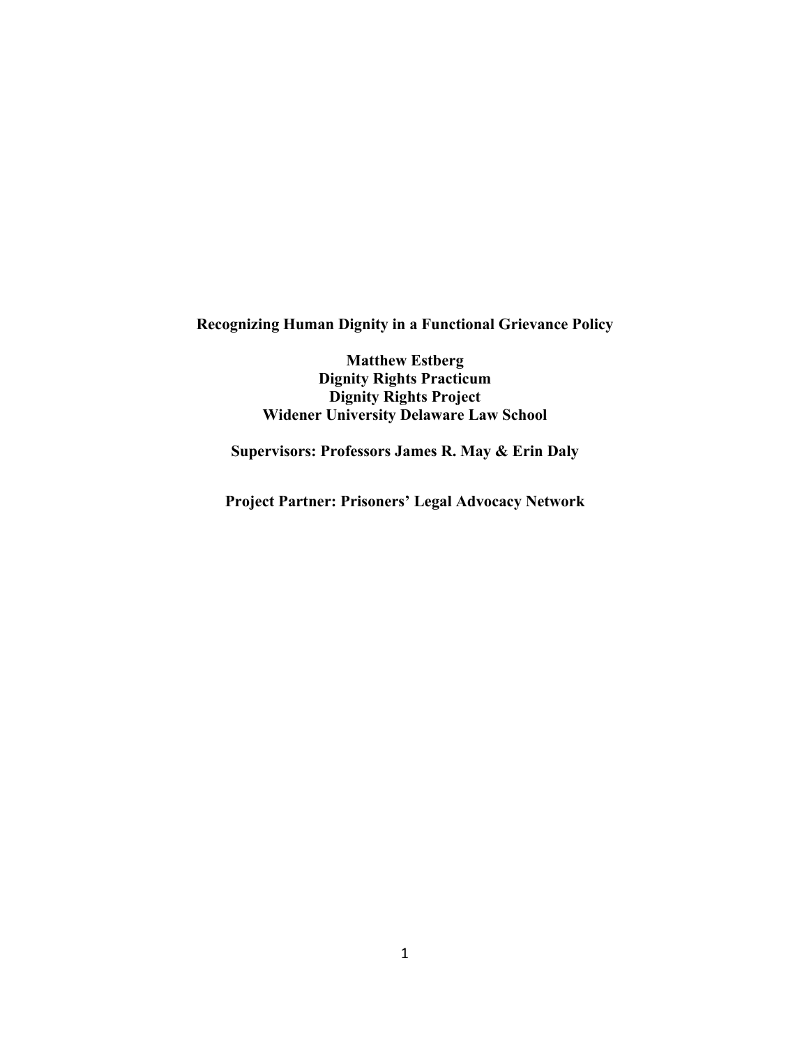# Recognizing Human Dignity in a Functional Grievance Policy

**Matthew Estberg**
**Dignity Rights Practicum**
**Dignity Rights Project**
**Widener University Delaware Law School**

**Supervisors: Professors James R. May & Erin Daly**

**Project Partner: Prisoners' Legal Advocacy Network**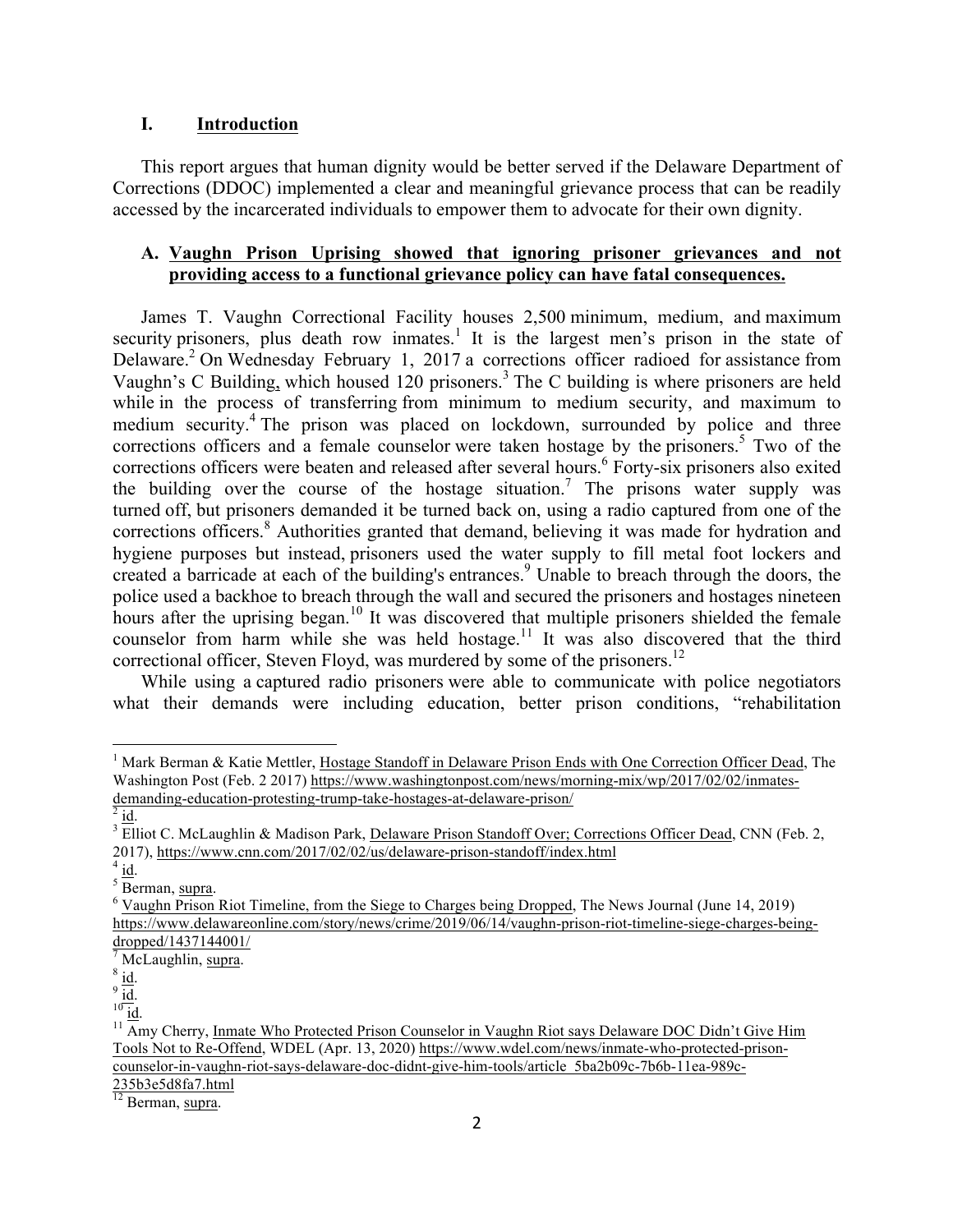## I. Introduction

This report argues that human dignity would be better served if the Delaware Department of Corrections (DDOC) implemented a clear and meaningful grievance process that can be readily accessed by the incarcerated individuals to empower them to advocate for their own dignity.

### A. Vaughn Prison Uprising showed that ignoring prisoner grievances and not providing access to a functional grievance policy can have fatal consequences.

James T. Vaughn Correctional Facility houses 2,500 minimum, medium, and maximum security prisoners, plus death row inmates.[1] It is the largest men's prison in the state of Delaware.[2] On Wednesday February 1, 2017 a corrections officer radioed for assistance from Vaughn's C Building, which housed 120 prisoners.[3] The C building is where prisoners are held while in the process of transferring from minimum to medium security, and maximum to medium security.[4] The prison was placed on lockdown, surrounded by police and three corrections officers and a female counselor were taken hostage by the prisoners.[5] Two of the corrections officers were beaten and released after several hours.[6] Forty-six prisoners also exited the building over the course of the hostage situation.[7] The prisons water supply was turned off, but prisoners demanded it be turned back on, using a radio captured from one of the corrections officers.[8] Authorities granted that demand, believing it was made for hydration and hygiene purposes but instead, prisoners used the water supply to fill metal foot lockers and created a barricade at each of the building's entrances.[9] Unable to breach through the doors, the police used a backhoe to breach through the wall and secured the prisoners and hostages nineteen hours after the uprising began.[10] It was discovered that multiple prisoners shielded the female counselor from harm while she was held hostage.[11] It was also discovered that the third correctional officer, Steven Floyd, was murdered by some of the prisoners.[12]

While using a captured radio prisoners were able to communicate with police negotiators what their demands were including education, better prison conditions, "rehabilitation

---

[1] Mark Berman & Katie Mettler, Hostage Standoff in Delaware Prison Ends with One Correction Officer Dead, The Washington Post (Feb. 2 2017) https://www.washingtonpost.com/news/morning-mix/wp/2017/02/02/inmates-demanding-education-protesting-trump-take-hostages-at-delaware-prison/

[2] id.

[3] Elliot C. McLaughlin & Madison Park, Delaware Prison Standoff Over; Corrections Officer Dead, CNN (Feb. 2, 2017), https://www.cnn.com/2017/02/02/us/delaware-prison-standoff/index.html

[4] id.

[5] Berman, supra.

[6] Vaughn Prison Riot Timeline, from the Siege to Charges being Dropped, The News Journal (June 14, 2019) https://www.delawareonline.com/story/news/crime/2019/06/14/vaughn-prison-riot-timeline-siege-charges-being-dropped/1437144001/

[7] McLaughlin, supra.

[8] id.

[9] id.

[10] id.

[11] Amy Cherry, Inmate Who Protected Prison Counselor in Vaughn Riot says Delaware DOC Didn't Give Him Tools Not to Re-Offend, WDEL (Apr. 13, 2020) https://www.wdel.com/news/inmate-who-protected-prison-counselor-in-vaughn-riot-says-delaware-doc-didnt-give-him-tools/article_5ba2b09c-7b6b-11ea-989c-235b3e5d8fa7.html

[12] Berman, supra.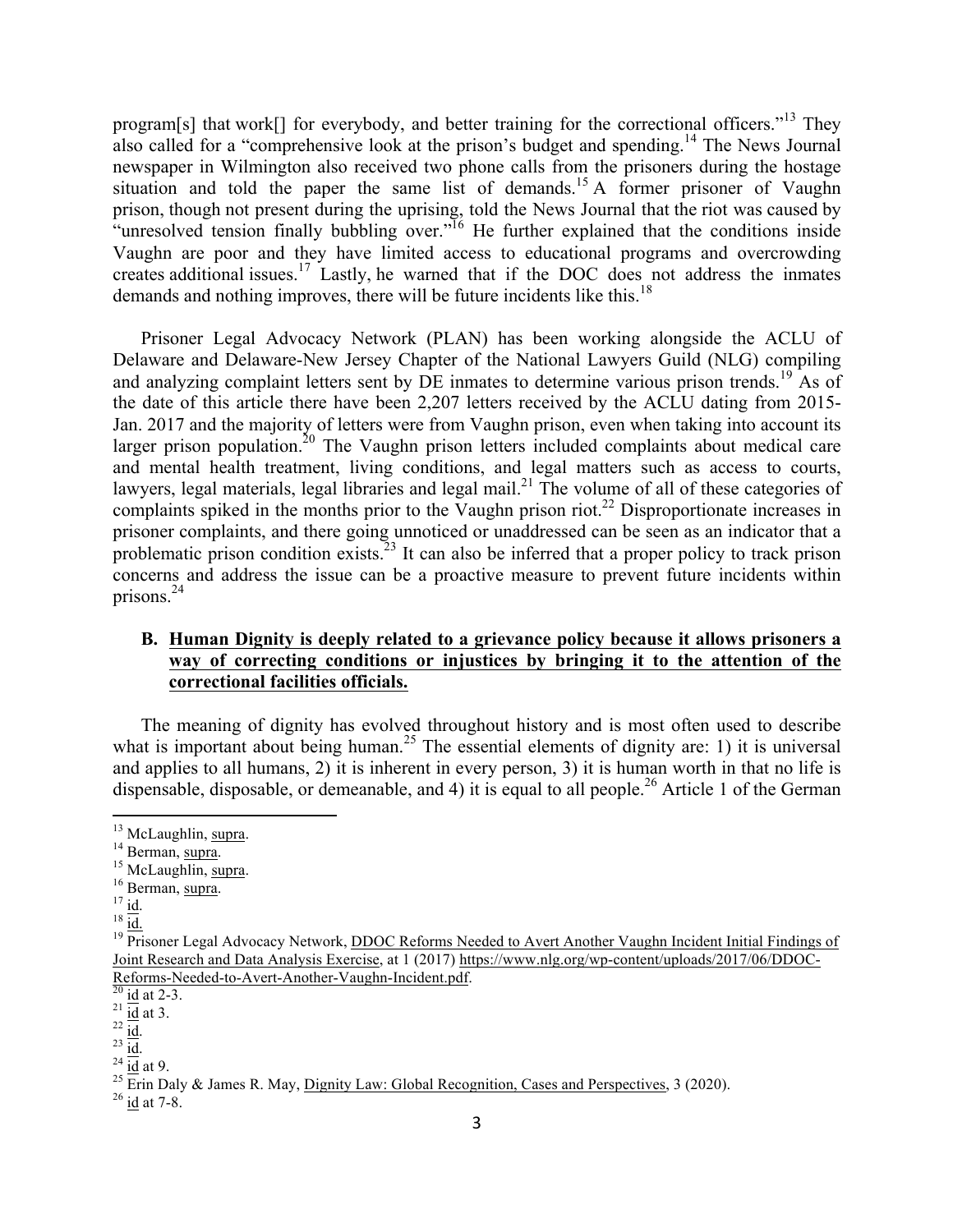program[s] that work[] for everybody, and better training for the correctional officers."[13] They also called for a "comprehensive look at the prison's budget and spending.[14] The News Journal newspaper in Wilmington also received two phone calls from the prisoners during the hostage situation and told the paper the same list of demands.[15] A former prisoner of Vaughn prison, though not present during the uprising, told the News Journal that the riot was caused by "unresolved tension finally bubbling over."[16] He further explained that the conditions inside Vaughn are poor and they have limited access to educational programs and overcrowding creates additional issues.[17] Lastly, he warned that if the DOC does not address the inmates demands and nothing improves, there will be future incidents like this.[18]

Prisoner Legal Advocacy Network (PLAN) has been working alongside the ACLU of Delaware and Delaware-New Jersey Chapter of the National Lawyers Guild (NLG) compiling and analyzing complaint letters sent by DE inmates to determine various prison trends.[19] As of the date of this article there have been 2,207 letters received by the ACLU dating from 2015-Jan. 2017 and the majority of letters were from Vaughn prison, even when taking into account its larger prison population.[20] The Vaughn prison letters included complaints about medical care and mental health treatment, living conditions, and legal matters such as access to courts, lawyers, legal materials, legal libraries and legal mail.[21] The volume of all of these categories of complaints spiked in the months prior to the Vaughn prison riot.[22] Disproportionate increases in prisoner complaints, and there going unnoticed or unaddressed can be seen as an indicator that a problematic prison condition exists.[23] It can also be inferred that a proper policy to track prison concerns and address the issue can be a proactive measure to prevent future incidents within prisons.[24]

### B. Human Dignity is deeply related to a grievance policy because it allows prisoners a way of correcting conditions or injustices by bringing it to the attention of the correctional facilities officials.

The meaning of dignity has evolved throughout history and is most often used to describe what is important about being human.[25] The essential elements of dignity are: 1) it is universal and applies to all humans, 2) it is inherent in every person, 3) it is human worth in that no life is dispensable, disposable, or demeanable, and 4) it is equal to all people.[26] Article 1 of the German

---

[13] McLaughlin, supra.

[14] Berman, supra.

[15] McLaughlin, supra.

[16] Berman, supra.

[17] id.

[18] id.

[19] Prisoner Legal Advocacy Network, DDOC Reforms Needed to Avert Another Vaughn Incident Initial Findings of Joint Research and Data Analysis Exercise, at 1 (2017) https://www.nlg.org/wp-content/uploads/2017/06/DDOC-Reforms-Needed-to-Avert-Another-Vaughn-Incident.pdf.

[20] id at 2-3.

[21] id at 3.

[22] id.

[23] id.

[24] id at 9.

[25] Erin Daly & James R. May, Dignity Law: Global Recognition, Cases and Perspectives, 3 (2020).

[26] id at 7-8.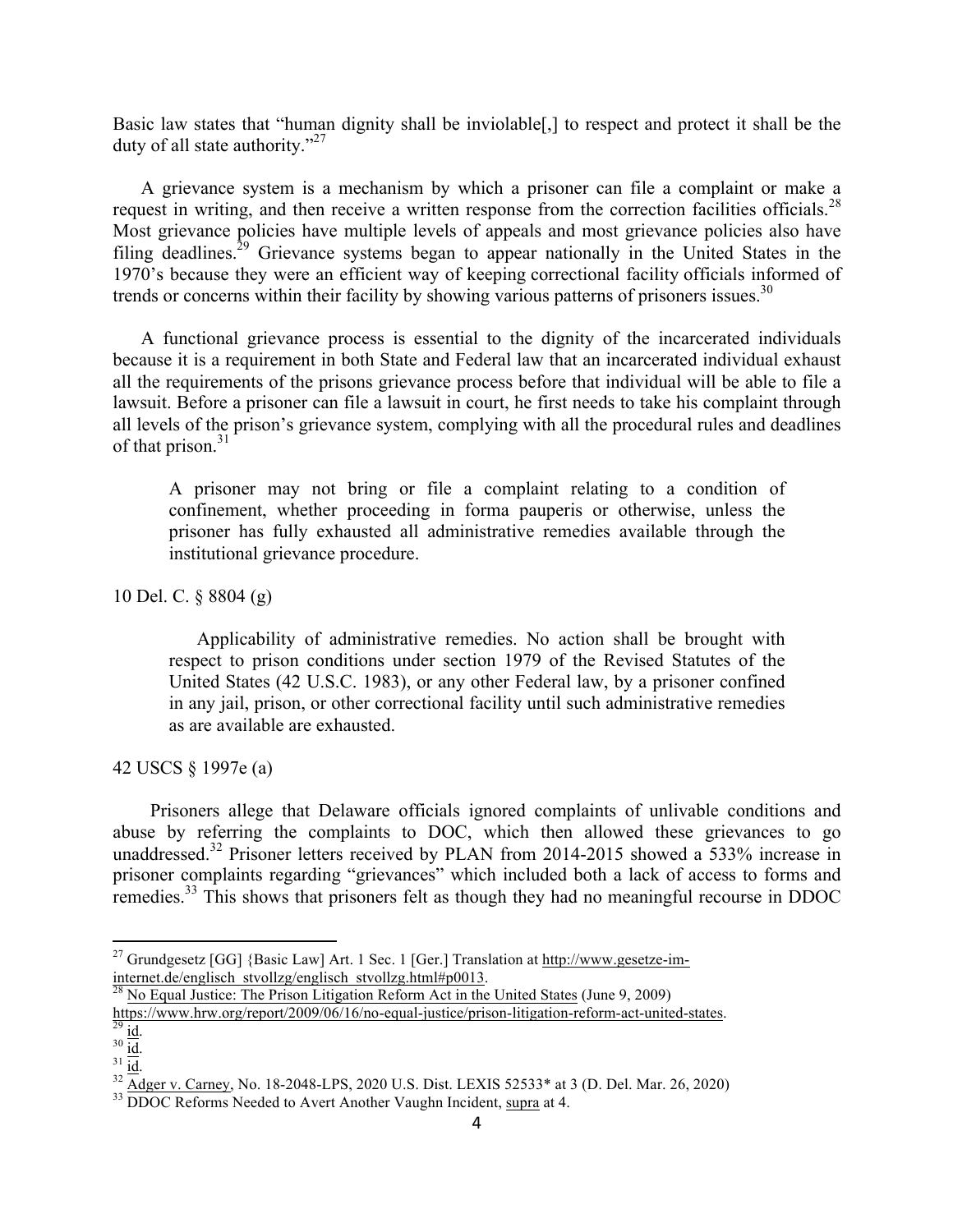Basic law states that "human dignity shall be inviolable[,] to respect and protect it shall be the duty of all state authority."[27]

A grievance system is a mechanism by which a prisoner can file a complaint or make a request in writing, and then receive a written response from the correction facilities officials.[28] Most grievance policies have multiple levels of appeals and most grievance policies also have filing deadlines.[29] Grievance systems began to appear nationally in the United States in the 1970's because they were an efficient way of keeping correctional facility officials informed of trends or concerns within their facility by showing various patterns of prisoners issues.[30]

A functional grievance process is essential to the dignity of the incarcerated individuals because it is a requirement in both State and Federal law that an incarcerated individual exhaust all the requirements of the prisons grievance process before that individual will be able to file a lawsuit. Before a prisoner can file a lawsuit in court, he first needs to take his complaint through all levels of the prison's grievance system, complying with all the procedural rules and deadlines of that prison.[31]

> A prisoner may not bring or file a complaint relating to a condition of confinement, whether proceeding in forma pauperis or otherwise, unless the prisoner has fully exhausted all administrative remedies available through the institutional grievance procedure.

10 Del. C. § 8804 (g)

> Applicability of administrative remedies. No action shall be brought with respect to prison conditions under section 1979 of the Revised Statutes of the United States (42 U.S.C. 1983), or any other Federal law, by a prisoner confined in any jail, prison, or other correctional facility until such administrative remedies as are available are exhausted.

42 USCS § 1997e (a)

Prisoners allege that Delaware officials ignored complaints of unlivable conditions and abuse by referring the complaints to DOC, which then allowed these grievances to go unaddressed.[32] Prisoner letters received by PLAN from 2014-2015 showed a 533% increase in prisoner complaints regarding "grievances" which included both a lack of access to forms and remedies.[33] This shows that prisoners felt as though they had no meaningful recourse in DDOC

---

[27] Grundgesetz [GG] {Basic Law] Art. 1 Sec. 1 [Ger.] Translation at http://www.gesetze-im-internet.de/englisch_stvollzg/englisch_stvollzg.html#p0013.

[28] No Equal Justice: The Prison Litigation Reform Act in the United States (June 9, 2009) https://www.hrw.org/report/2009/06/16/no-equal-justice/prison-litigation-reform-act-united-states.

[29] id.

[30] id.

[31] id.

[32] Adger v. Carney, No. 18-2048-LPS, 2020 U.S. Dist. LEXIS 52533* at 3 (D. Del. Mar. 26, 2020)

[33] DDOC Reforms Needed to Avert Another Vaughn Incident, supra at 4.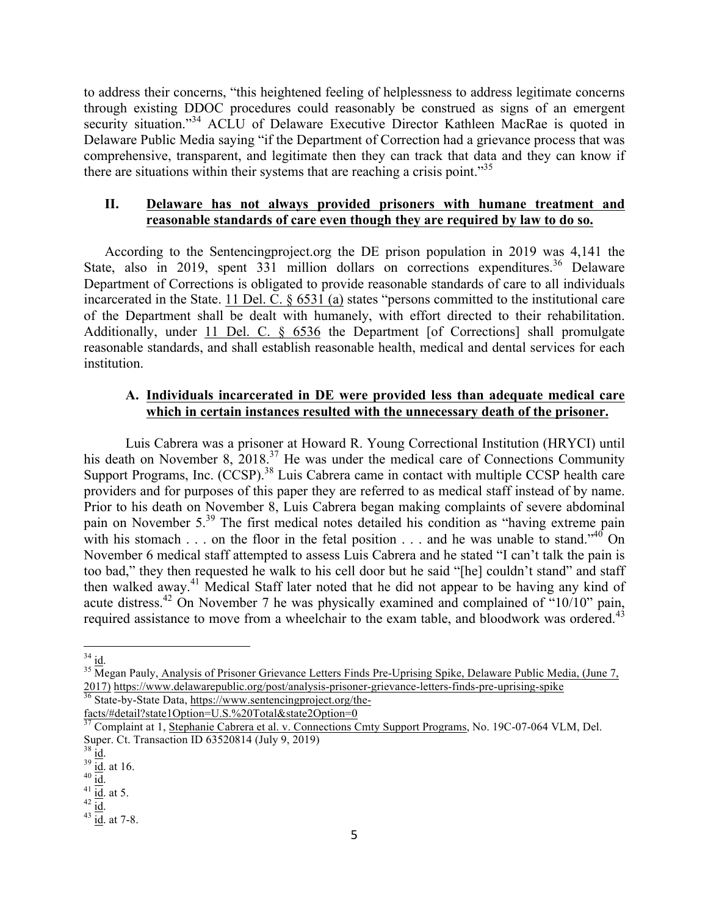to address their concerns, "this heightened feeling of helplessness to address legitimate concerns through existing DDOC procedures could reasonably be construed as signs of an emergent security situation."[34] ACLU of Delaware Executive Director Kathleen MacRae is quoted in Delaware Public Media saying "if the Department of Correction had a grievance process that was comprehensive, transparent, and legitimate then they can track that data and they can know if there are situations within their systems that are reaching a crisis point."[35]

## II. Delaware has not always provided prisoners with humane treatment and reasonable standards of care even though they are required by law to do so.

According to the Sentencingproject.org the DE prison population in 2019 was 4,141 the State, also in 2019, spent 331 million dollars on corrections expenditures.[36] Delaware Department of Corrections is obligated to provide reasonable standards of care to all individuals incarcerated in the State. 11 Del. C. § 6531 (a) states "persons committed to the institutional care of the Department shall be dealt with humanely, with effort directed to their rehabilitation. Additionally, under 11 Del. C. § 6536 the Department [of Corrections] shall promulgate reasonable standards, and shall establish reasonable health, medical and dental services for each institution.

### A. Individuals incarcerated in DE were provided less than adequate medical care which in certain instances resulted with the unnecessary death of the prisoner.

Luis Cabrera was a prisoner at Howard R. Young Correctional Institution (HRYCI) until his death on November 8, 2018.[37] He was under the medical care of Connections Community Support Programs, Inc. (CCSP).[38] Luis Cabrera came in contact with multiple CCSP health care providers and for purposes of this paper they are referred to as medical staff instead of by name. Prior to his death on November 8, Luis Cabrera began making complaints of severe abdominal pain on November 5.[39] The first medical notes detailed his condition as "having extreme pain with his stomach . . . on the floor in the fetal position . . . and he was unable to stand."[40] On November 6 medical staff attempted to assess Luis Cabrera and he stated "I can't talk the pain is too bad," they then requested he walk to his cell door but he said "[he] couldn't stand" and staff then walked away.[41] Medical Staff later noted that he did not appear to be having any kind of acute distress.[42] On November 7 he was physically examined and complained of "10/10" pain, required assistance to move from a wheelchair to the exam table, and bloodwork was ordered.[43]

---

[34] id.

[35] Megan Pauly, Analysis of Prisoner Grievance Letters Finds Pre-Uprising Spike, Delaware Public Media, (June 7, 2017) https://www.delawarepublic.org/post/analysis-prisoner-grievance-letters-finds-pre-uprising-spike

[36] State-by-State Data, https://www.sentencingproject.org/the-facts/#detail?state1Option=U.S.%20Total&state2Option=0

[37] Complaint at 1, Stephanie Cabrera et al. v. Connections Cmty Support Programs, No. 19C-07-064 VLM, Del. Super. Ct. Transaction ID 63520814 (July 9, 2019)

[38] id.

[39] id. at 16.

[40] id.

[41] id. at 5.

[42] id.

[43] id. at 7-8.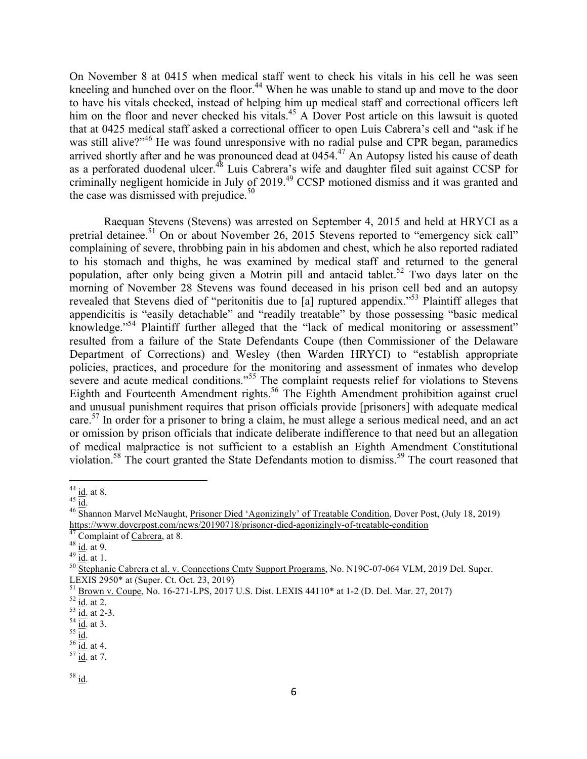On November 8 at 0415 when medical staff went to check his vitals in his cell he was seen kneeling and hunched over on the floor.[44] When he was unable to stand up and move to the door to have his vitals checked, instead of helping him up medical staff and correctional officers left him on the floor and never checked his vitals.[45] A Dover Post article on this lawsuit is quoted that at 0425 medical staff asked a correctional officer to open Luis Cabrera's cell and "ask if he was still alive?"[46] He was found unresponsive with no radial pulse and CPR began, paramedics arrived shortly after and he was pronounced dead at 0454.[47] An Autopsy listed his cause of death as a perforated duodenal ulcer.[48] Luis Cabrera's wife and daughter filed suit against CCSP for criminally negligent homicide in July of 2019.[49] CCSP motioned dismiss and it was granted and the case was dismissed with prejudice.[50]

Raequan Stevens (Stevens) was arrested on September 4, 2015 and held at HRYCI as a pretrial detainee.[51] On or about November 26, 2015 Stevens reported to "emergency sick call" complaining of severe, throbbing pain in his abdomen and chest, which he also reported radiated to his stomach and thighs, he was examined by medical staff and returned to the general population, after only being given a Motrin pill and antacid tablet.[52] Two days later on the morning of November 28 Stevens was found deceased in his prison cell bed and an autopsy revealed that Stevens died of "peritonitis due to [a] ruptured appendix."[53] Plaintiff alleges that appendicitis is "easily detachable" and "readily treatable" by those possessing "basic medical knowledge."[54] Plaintiff further alleged that the "lack of medical monitoring or assessment" resulted from a failure of the State Defendants Coupe (then Commissioner of the Delaware Department of Corrections) and Wesley (then Warden HRYCI) to "establish appropriate policies, practices, and procedure for the monitoring and assessment of inmates who develop severe and acute medical conditions."[55] The complaint requests relief for violations to Stevens Eighth and Fourteenth Amendment rights.[56] The Eighth Amendment prohibition against cruel and unusual punishment requires that prison officials provide [prisoners] with adequate medical care.[57] In order for a prisoner to bring a claim, he must allege a serious medical need, and an act or omission by prison officials that indicate deliberate indifference to that need but an allegation of medical malpractice is not sufficient to a establish an Eighth Amendment Constitutional violation.[58] The court granted the State Defendants motion to dismiss.[59] The court reasoned that

---

[44] id. at 8.

[45] id.

[46] Shannon Marvel McNaught, Prisoner Died 'Agonizingly' of Treatable Condition, Dover Post, (July 18, 2019) https://www.doverpost.com/news/20190718/prisoner-died-agonizingly-of-treatable-condition

[47] Complaint of Cabrera, at 8.

[48] id. at 9.

[49] id. at 1.

[50] Stephanie Cabrera et al. v. Connections Cmty Support Programs, No. N19C-07-064 VLM, 2019 Del. Super. LEXIS 2950* at (Super. Ct. Oct. 23, 2019)

[51] Brown v. Coupe, No. 16-271-LPS, 2017 U.S. Dist. LEXIS 44110* at 1-2 (D. Del. Mar. 27, 2017)

[52] id. at 2.

[53] id. at 2-3.

[54] id. at 3.

[55] id.

[56] id. at 4.

[57] id. at 7.

[58] id.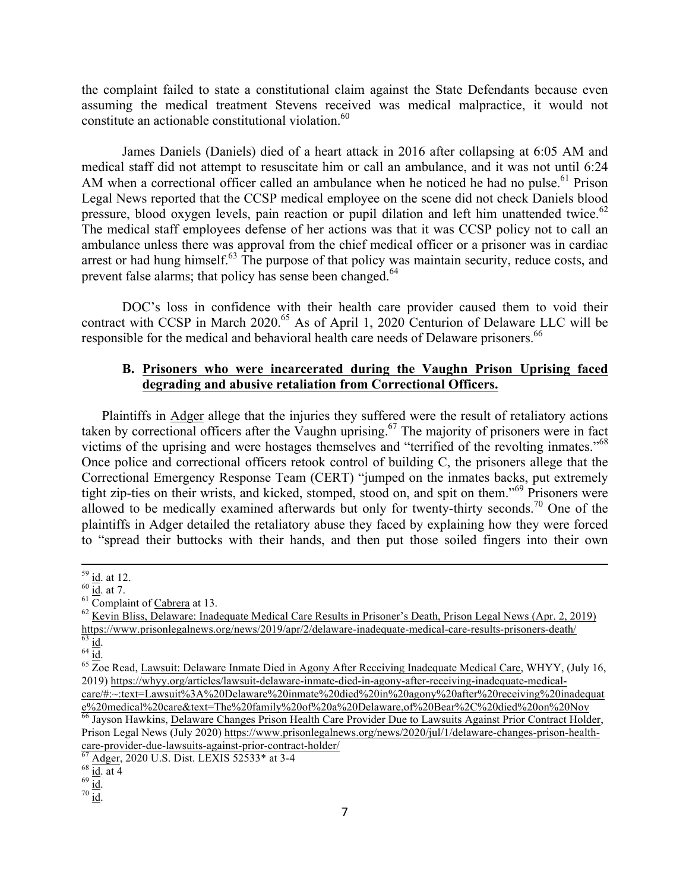the complaint failed to state a constitutional claim against the State Defendants because even assuming the medical treatment Stevens received was medical malpractice, it would not constitute an actionable constitutional violation.[60]

James Daniels (Daniels) died of a heart attack in 2016 after collapsing at 6:05 AM and medical staff did not attempt to resuscitate him or call an ambulance, and it was not until 6:24 AM when a correctional officer called an ambulance when he noticed he had no pulse.[61] Prison Legal News reported that the CCSP medical employee on the scene did not check Daniels blood pressure, blood oxygen levels, pain reaction or pupil dilation and left him unattended twice.[62] The medical staff employees defense of her actions was that it was CCSP policy not to call an ambulance unless there was approval from the chief medical officer or a prisoner was in cardiac arrest or had hung himself.[63] The purpose of that policy was maintain security, reduce costs, and prevent false alarms; that policy has sense been changed.[64]

DOC's loss in confidence with their health care provider caused them to void their contract with CCSP in March 2020.[65] As of April 1, 2020 Centurion of Delaware LLC will be responsible for the medical and behavioral health care needs of Delaware prisoners.[66]

### B. Prisoners who were incarcerated during the Vaughn Prison Uprising faced degrading and abusive retaliation from Correctional Officers.

Plaintiffs in Adger allege that the injuries they suffered were the result of retaliatory actions taken by correctional officers after the Vaughn uprising.[67] The majority of prisoners were in fact victims of the uprising and were hostages themselves and "terrified of the revolting inmates."[68] Once police and correctional officers retook control of building C, the prisoners allege that the Correctional Emergency Response Team (CERT) "jumped on the inmates backs, put extremely tight zip-ties on their wrists, and kicked, stomped, stood on, and spit on them."[69] Prisoners were allowed to be medically examined afterwards but only for twenty-thirty seconds.[70] One of the plaintiffs in Adger detailed the retaliatory abuse they faced by explaining how they were forced to "spread their buttocks with their hands, and then put those soiled fingers into their own

---

[59] id. at 12.

[60] id. at 7.

[61] Complaint of Cabrera at 13.

[62] Kevin Bliss, Delaware: Inadequate Medical Care Results in Prisoner's Death, Prison Legal News (Apr. 2, 2019) https://www.prisonlegalnews.org/news/2019/apr/2/delaware-inadequate-medical-care-results-prisoners-death/

[63] id.

[64] id.

[65] Zoe Read, Lawsuit: Delaware Inmate Died in Agony After Receiving Inadequate Medical Care, WHYY, (July 16, 2019) https://whyy.org/articles/lawsuit-delaware-inmate-died-in-agony-after-receiving-inadequate-medical-care/#:~:text=Lawsuit%3A%20Delaware%20inmate%20died%20in%20agony%20after%20receiving%20inadequate%20medical%20care&text=The%20family%20of%20a%20Delaware,of%20Bear%2C%20died%20on%20Nov

[66] Jayson Hawkins, Delaware Changes Prison Health Care Provider Due to Lawsuits Against Prior Contract Holder, Prison Legal News (July 2020) https://www.prisonlegalnews.org/news/2020/jul/1/delaware-changes-prison-health-care-provider-due-lawsuits-against-prior-contract-holder/

[67] Adger, 2020 U.S. Dist. LEXIS 52533* at 3-4

[68] id. at 4

[69] id.

[70] id.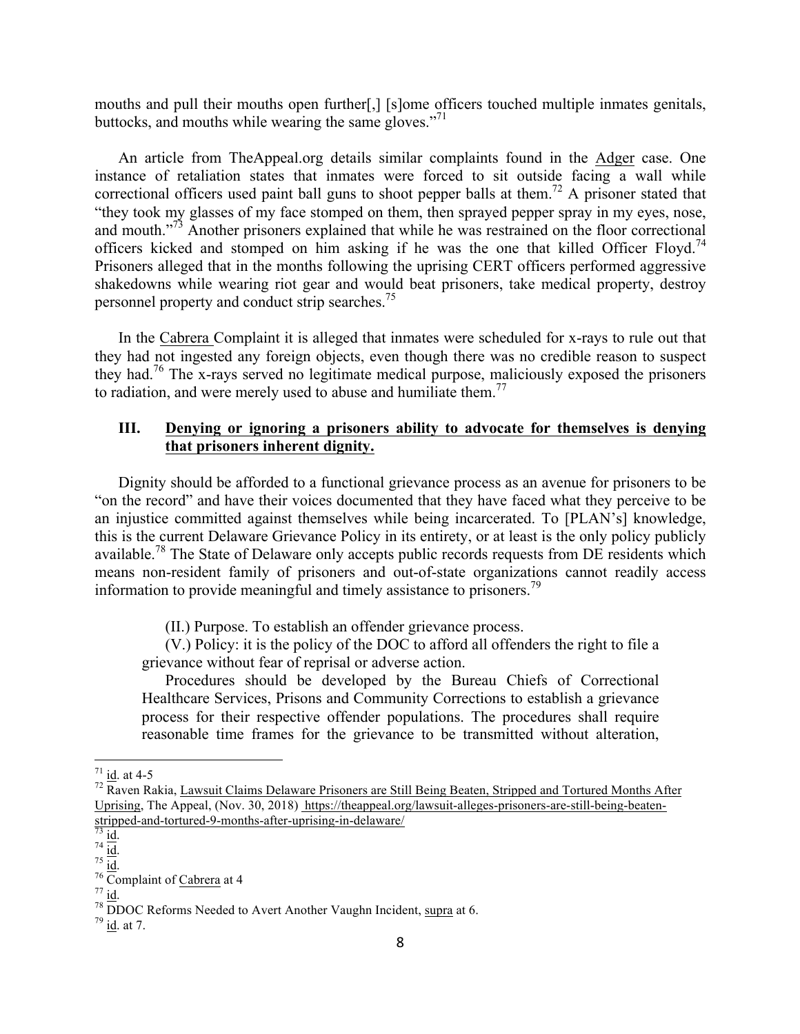mouths and pull their mouths open further[,] [s]ome officers touched multiple inmates genitals, buttocks, and mouths while wearing the same gloves."[71]

An article from TheAppeal.org details similar complaints found in the Adger case. One instance of retaliation states that inmates were forced to sit outside facing a wall while correctional officers used paint ball guns to shoot pepper balls at them.[72] A prisoner stated that "they took my glasses of my face stomped on them, then sprayed pepper spray in my eyes, nose, and mouth."[73] Another prisoners explained that while he was restrained on the floor correctional officers kicked and stomped on him asking if he was the one that killed Officer Floyd.[74] Prisoners alleged that in the months following the uprising CERT officers performed aggressive shakedowns while wearing riot gear and would beat prisoners, take medical property, destroy personnel property and conduct strip searches.[75]

In the Cabrera Complaint it is alleged that inmates were scheduled for x-rays to rule out that they had not ingested any foreign objects, even though there was no credible reason to suspect they had.[76] The x-rays served no legitimate medical purpose, maliciously exposed the prisoners to radiation, and were merely used to abuse and humiliate them.[77]

## III. Denying or ignoring a prisoners ability to advocate for themselves is denying that prisoners inherent dignity.

Dignity should be afforded to a functional grievance process as an avenue for prisoners to be "on the record" and have their voices documented that they have faced what they perceive to be an injustice committed against themselves while being incarcerated. To [PLAN's] knowledge, this is the current Delaware Grievance Policy in its entirety, or at least is the only policy publicly available.[78] The State of Delaware only accepts public records requests from DE residents which means non-resident family of prisoners and out-of-state organizations cannot readily access information to provide meaningful and timely assistance to prisoners.[79]

> (II.) Purpose. To establish an offender grievance process.
>
> (V.) Policy: it is the policy of the DOC to afford all offenders the right to file a grievance without fear of reprisal or adverse action.
>
> Procedures should be developed by the Bureau Chiefs of Correctional Healthcare Services, Prisons and Community Corrections to establish a grievance process for their respective offender populations. The procedures shall require reasonable time frames for the grievance to be transmitted without alteration,

---

[71] id. at 4-5

[72] Raven Rakia, Lawsuit Claims Delaware Prisoners are Still Being Beaten, Stripped and Tortured Months After Uprising, The Appeal, (Nov. 30, 2018) https://theappeal.org/lawsuit-alleges-prisoners-are-still-being-beaten-stripped-and-tortured-9-months-after-uprising-in-delaware/

[73] id.

[74] id.

[75] id.

[76] Complaint of Cabrera at 4

[77] id.

[78] DDOC Reforms Needed to Avert Another Vaughn Incident, supra at 6.

[79] id. at 7.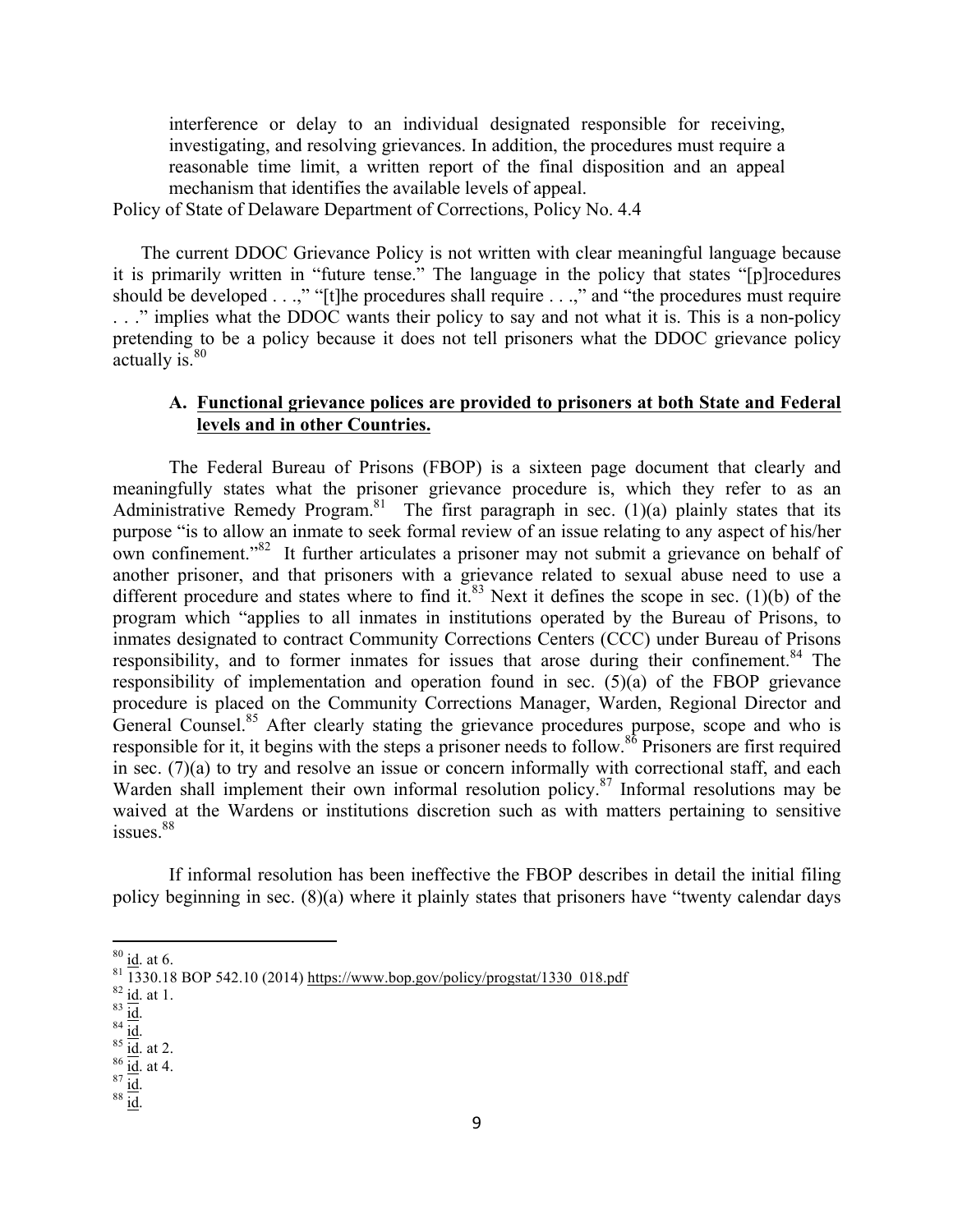> interference or delay to an individual designated responsible for receiving, investigating, and resolving grievances. In addition, the procedures must require a reasonable time limit, a written report of the final disposition and an appeal mechanism that identifies the available levels of appeal.

Policy of State of Delaware Department of Corrections, Policy No. 4.4

The current DDOC Grievance Policy is not written with clear meaningful language because it is primarily written in "future tense." The language in the policy that states "[p]rocedures should be developed . . .," "[t]he procedures shall require . . .," and "the procedures must require . . ." implies what the DDOC wants their policy to say and not what it is. This is a non-policy pretending to be a policy because it does not tell prisoners what the DDOC grievance policy actually is.[80]

### A. <u>Functional grievance polices are provided to prisoners at both State and Federal levels and in other Countries.</u>

The Federal Bureau of Prisons (FBOP) is a sixteen page document that clearly and meaningfully states what the prisoner grievance procedure is, which they refer to as an Administrative Remedy Program.[81] The first paragraph in sec. (1)(a) plainly states that its purpose "is to allow an inmate to seek formal review of an issue relating to any aspect of his/her own confinement."[82] It further articulates a prisoner may not submit a grievance on behalf of another prisoner, and that prisoners with a grievance related to sexual abuse need to use a different procedure and states where to find it.[83] Next it defines the scope in sec. (1)(b) of the program which "applies to all inmates in institutions operated by the Bureau of Prisons, to inmates designated to contract Community Corrections Centers (CCC) under Bureau of Prisons responsibility, and to former inmates for issues that arose during their confinement.[84] The responsibility of implementation and operation found in sec. (5)(a) of the FBOP grievance procedure is placed on the Community Corrections Manager, Warden, Regional Director and General Counsel.[85] After clearly stating the grievance procedures purpose, scope and who is responsible for it, it begins with the steps a prisoner needs to follow.[86] Prisoners are first required in sec. (7)(a) to try and resolve an issue or concern informally with correctional staff, and each Warden shall implement their own informal resolution policy.[87] Informal resolutions may be waived at the Wardens or institutions discretion such as with matters pertaining to sensitive issues.[88]

If informal resolution has been ineffective the FBOP describes in detail the initial filing policy beginning in sec. (8)(a) where it plainly states that prisoners have "twenty calendar days

---

[80] <u>id</u>. at 6.

[81] 1330.18 BOP 542.10 (2014) https://www.bop.gov/policy/progstat/1330_018.pdf

[82] <u>id</u>. at 1.

[83] <u>id</u>.

[84] <u>id</u>.

[85] <u>id</u>. at 2.

[86] <u>id</u>. at 4.

[87] <u>id</u>.

[88] <u>id</u>.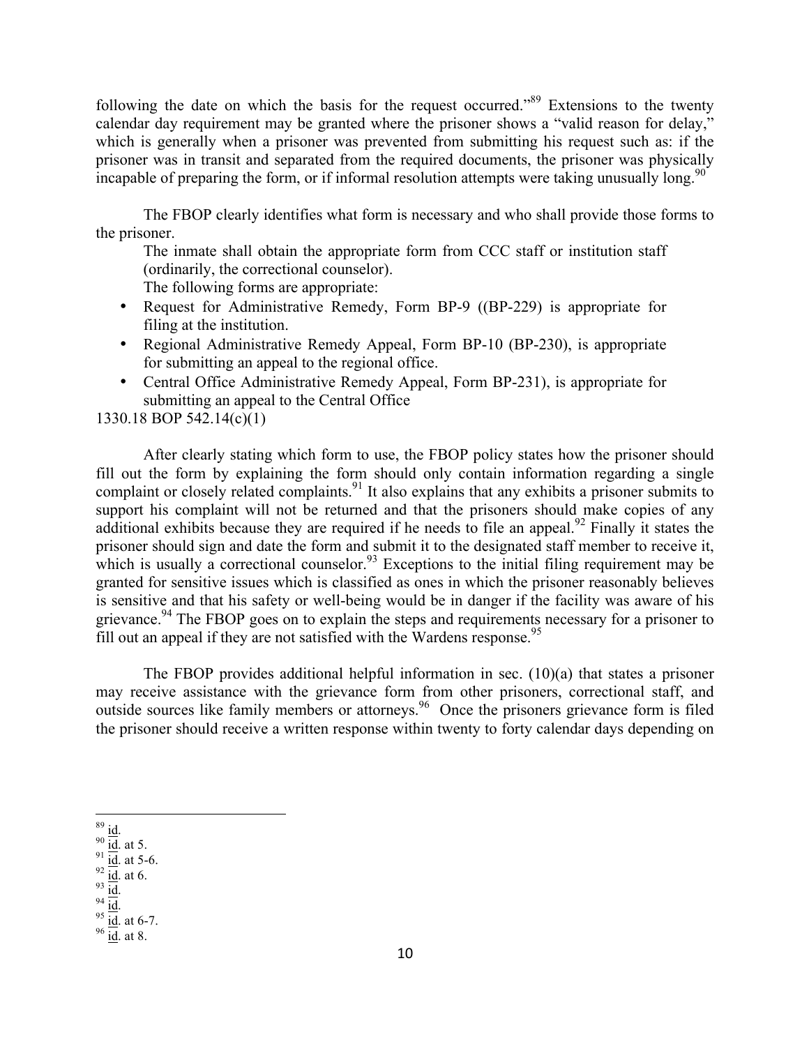following the date on which the basis for the request occurred."[89] Extensions to the twenty calendar day requirement may be granted where the prisoner shows a "valid reason for delay," which is generally when a prisoner was prevented from submitting his request such as: if the prisoner was in transit and separated from the required documents, the prisoner was physically incapable of preparing the form, or if informal resolution attempts were taking unusually long.[90]

The FBOP clearly identifies what form is necessary and who shall provide those forms to the prisoner.

> The inmate shall obtain the appropriate form from CCC staff or institution staff (ordinarily, the correctional counselor).
>
> The following forms are appropriate:
>
> - Request for Administrative Remedy, Form BP-9 ((BP-229) is appropriate for filing at the institution.
> - Regional Administrative Remedy Appeal, Form BP-10 (BP-230), is appropriate for submitting an appeal to the regional office.
> - Central Office Administrative Remedy Appeal, Form BP-231), is appropriate for submitting an appeal to the Central Office

1330.18 BOP 542.14(c)(1)

After clearly stating which form to use, the FBOP policy states how the prisoner should fill out the form by explaining the form should only contain information regarding a single complaint or closely related complaints.[91] It also explains that any exhibits a prisoner submits to support his complaint will not be returned and that the prisoners should make copies of any additional exhibits because they are required if he needs to file an appeal.[92] Finally it states the prisoner should sign and date the form and submit it to the designated staff member to receive it, which is usually a correctional counselor.[93] Exceptions to the initial filing requirement may be granted for sensitive issues which is classified as ones in which the prisoner reasonably believes is sensitive and that his safety or well-being would be in danger if the facility was aware of his grievance.[94] The FBOP goes on to explain the steps and requirements necessary for a prisoner to fill out an appeal if they are not satisfied with the Wardens response.[95]

The FBOP provides additional helpful information in sec. (10)(a) that states a prisoner may receive assistance with the grievance form from other prisoners, correctional staff, and outside sources like family members or attorneys.[96] Once the prisoners grievance form is filed the prisoner should receive a written response within twenty to forty calendar days depending on

---

[89] id.

[90] id. at 5.

[91] id. at 5-6.

[92] id. at 6.

[93] id.

[94] id.

[95] id. at 6-7.

[96] id. at 8.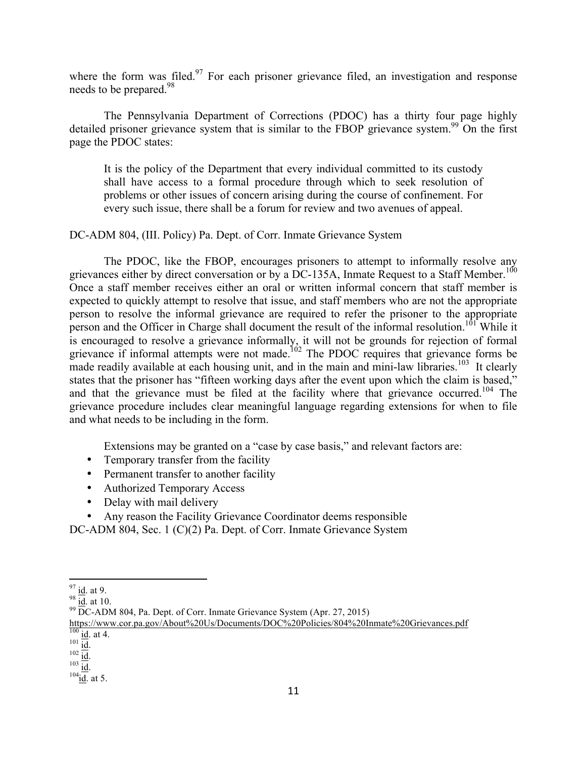where the form was filed.[97] For each prisoner grievance filed, an investigation and response needs to be prepared.[98]

The Pennsylvania Department of Corrections (PDOC) has a thirty four page highly detailed prisoner grievance system that is similar to the FBOP grievance system.[99] On the first page the PDOC states:

> It is the policy of the Department that every individual committed to its custody shall have access to a formal procedure through which to seek resolution of problems or other issues of concern arising during the course of confinement. For every such issue, there shall be a forum for review and two avenues of appeal.

DC-ADM 804, (III. Policy) Pa. Dept. of Corr. Inmate Grievance System

The PDOC, like the FBOP, encourages prisoners to attempt to informally resolve any grievances either by direct conversation or by a DC-135A, Inmate Request to a Staff Member.[100] Once a staff member receives either an oral or written informal concern that staff member is expected to quickly attempt to resolve that issue, and staff members who are not the appropriate person to resolve the informal grievance are required to refer the prisoner to the appropriate person and the Officer in Charge shall document the result of the informal resolution.[101] While it is encouraged to resolve a grievance informally, it will not be grounds for rejection of formal grievance if informal attempts were not made.[102] The PDOC requires that grievance forms be made readily available at each housing unit, and in the main and mini-law libraries.[103] It clearly states that the prisoner has "fifteen working days after the event upon which the claim is based," and that the grievance must be filed at the facility where that grievance occurred.[104] The grievance procedure includes clear meaningful language regarding extensions for when to file and what needs to be including in the form.

Extensions may be granted on a "case by case basis," and relevant factors are:

- Temporary transfer from the facility
- Permanent transfer to another facility
- Authorized Temporary Access
- Delay with mail delivery
- Any reason the Facility Grievance Coordinator deems responsible

DC-ADM 804, Sec. 1 (C)(2) Pa. Dept. of Corr. Inmate Grievance System

---

[97] id. at 9.

[98] id. at 10.

[99] DC-ADM 804, Pa. Dept. of Corr. Inmate Grievance System (Apr. 27, 2015) https://www.cor.pa.gov/About%20Us/Documents/DOC%20Policies/804%20Inmate%20Grievances.pdf

[100] id. at 4.

[101] id.

[102] id.

[103] id.

[104] id. at 5.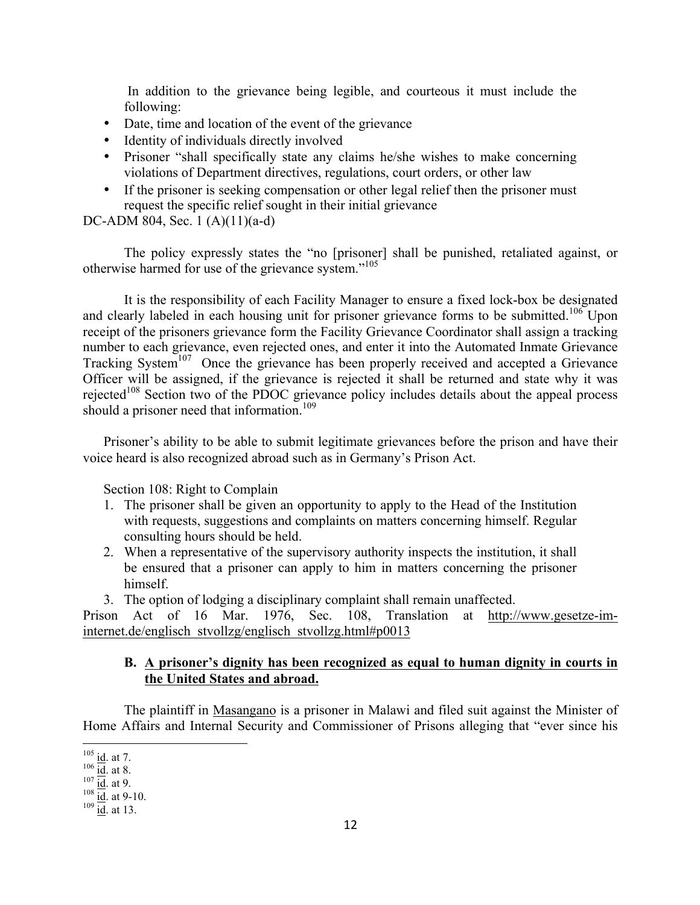In addition to the grievance being legible, and courteous it must include the following:

- Date, time and location of the event of the grievance
- Identity of individuals directly involved
- Prisoner "shall specifically state any claims he/she wishes to make concerning violations of Department directives, regulations, court orders, or other law
- If the prisoner is seeking compensation or other legal relief then the prisoner must request the specific relief sought in their initial grievance

DC-ADM 804, Sec. 1 (A)(11)(a-d)

The policy expressly states the "no [prisoner] shall be punished, retaliated against, or otherwise harmed for use of the grievance system."[105]

It is the responsibility of each Facility Manager to ensure a fixed lock-box be designated and clearly labeled in each housing unit for prisoner grievance forms to be submitted.[106] Upon receipt of the prisoners grievance form the Facility Grievance Coordinator shall assign a tracking number to each grievance, even rejected ones, and enter it into the Automated Inmate Grievance Tracking System[107] Once the grievance has been properly received and accepted a Grievance Officer will be assigned, if the grievance is rejected it shall be returned and state why it was rejected[108] Section two of the PDOC grievance policy includes details about the appeal process should a prisoner need that information.[109]

Prisoner's ability to be able to submit legitimate grievances before the prison and have their voice heard is also recognized abroad such as in Germany's Prison Act.

Section 108: Right to Complain

1. The prisoner shall be given an opportunity to apply to the Head of the Institution with requests, suggestions and complaints on matters concerning himself. Regular consulting hours should be held.
2. When a representative of the supervisory authority inspects the institution, it shall be ensured that a prisoner can apply to him in matters concerning the prisoner himself.
3. The option of lodging a disciplinary complaint shall remain unaffected.

Prison Act of 16 Mar. 1976, Sec. 108, Translation at http://www.gesetze-im-internet.de/englisch_stvollzg/englisch_stvollzg.html#p0013

### B. A prisoner's dignity has been recognized as equal to human dignity in courts in the United States and abroad.

The plaintiff in Masangano is a prisoner in Malawi and filed suit against the Minister of Home Affairs and Internal Security and Commissioner of Prisons alleging that "ever since his

---

[105] id. at 7.
[106] id. at 8.
[107] id. at 9.
[108] id. at 9-10.
[109] id. at 13.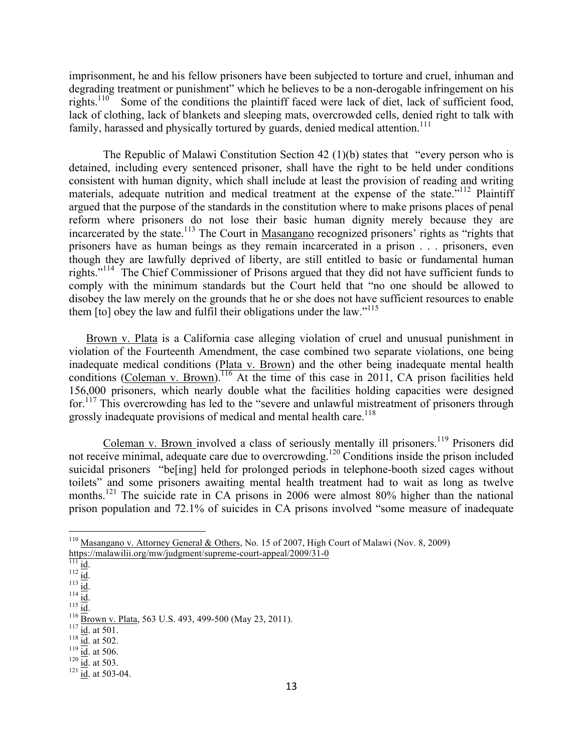imprisonment, he and his fellow prisoners have been subjected to torture and cruel, inhuman and degrading treatment or punishment" which he believes to be a non-derogable infringement on his rights.[110] Some of the conditions the plaintiff faced were lack of diet, lack of sufficient food, lack of clothing, lack of blankets and sleeping mats, overcrowded cells, denied right to talk with family, harassed and physically tortured by guards, denied medical attention.[111]

The Republic of Malawi Constitution Section 42 (1)(b) states that "every person who is detained, including every sentenced prisoner, shall have the right to be held under conditions consistent with human dignity, which shall include at least the provision of reading and writing materials, adequate nutrition and medical treatment at the expense of the state."[112] Plaintiff argued that the purpose of the standards in the constitution where to make prisons places of penal reform where prisoners do not lose their basic human dignity merely because they are incarcerated by the state.[113] The Court in Masangano recognized prisoners' rights as "rights that prisoners have as human beings as they remain incarcerated in a prison . . . prisoners, even though they are lawfully deprived of liberty, are still entitled to basic or fundamental human rights."[114] The Chief Commissioner of Prisons argued that they did not have sufficient funds to comply with the minimum standards but the Court held that "no one should be allowed to disobey the law merely on the grounds that he or she does not have sufficient resources to enable them [to] obey the law and fulfil their obligations under the law."[115]

Brown v. Plata is a California case alleging violation of cruel and unusual punishment in violation of the Fourteenth Amendment, the case combined two separate violations, one being inadequate medical conditions (Plata v. Brown) and the other being inadequate mental health conditions (Coleman v. Brown).[116] At the time of this case in 2011, CA prison facilities held 156,000 prisoners, which nearly double what the facilities holding capacities were designed for.[117] This overcrowding has led to the "severe and unlawful mistreatment of prisoners through grossly inadequate provisions of medical and mental health care.[118]

Coleman v. Brown involved a class of seriously mentally ill prisoners.[119] Prisoners did not receive minimal, adequate care due to overcrowding.[120] Conditions inside the prison included suicidal prisoners "be[ing] held for prolonged periods in telephone-booth sized cages without toilets" and some prisoners awaiting mental health treatment had to wait as long as twelve months.[121] The suicide rate in CA prisons in 2006 were almost 80% higher than the national prison population and 72.1% of suicides in CA prisons involved "some measure of inadequate

---

[110] Masangano v. Attorney General & Others, No. 15 of 2007, High Court of Malawi (Nov. 8, 2009) https://malawilii.org/mw/judgment/supreme-court-appeal/2009/31-0

[111] id.

[112] id.

[113] id.

[114] id.

[115] id.

[116] Brown v. Plata, 563 U.S. 493, 499-500 (May 23, 2011).

[117] id. at 501.

[118] id. at 502.

[119] id. at 506.

[120] id. at 503.

[121] id. at 503-04.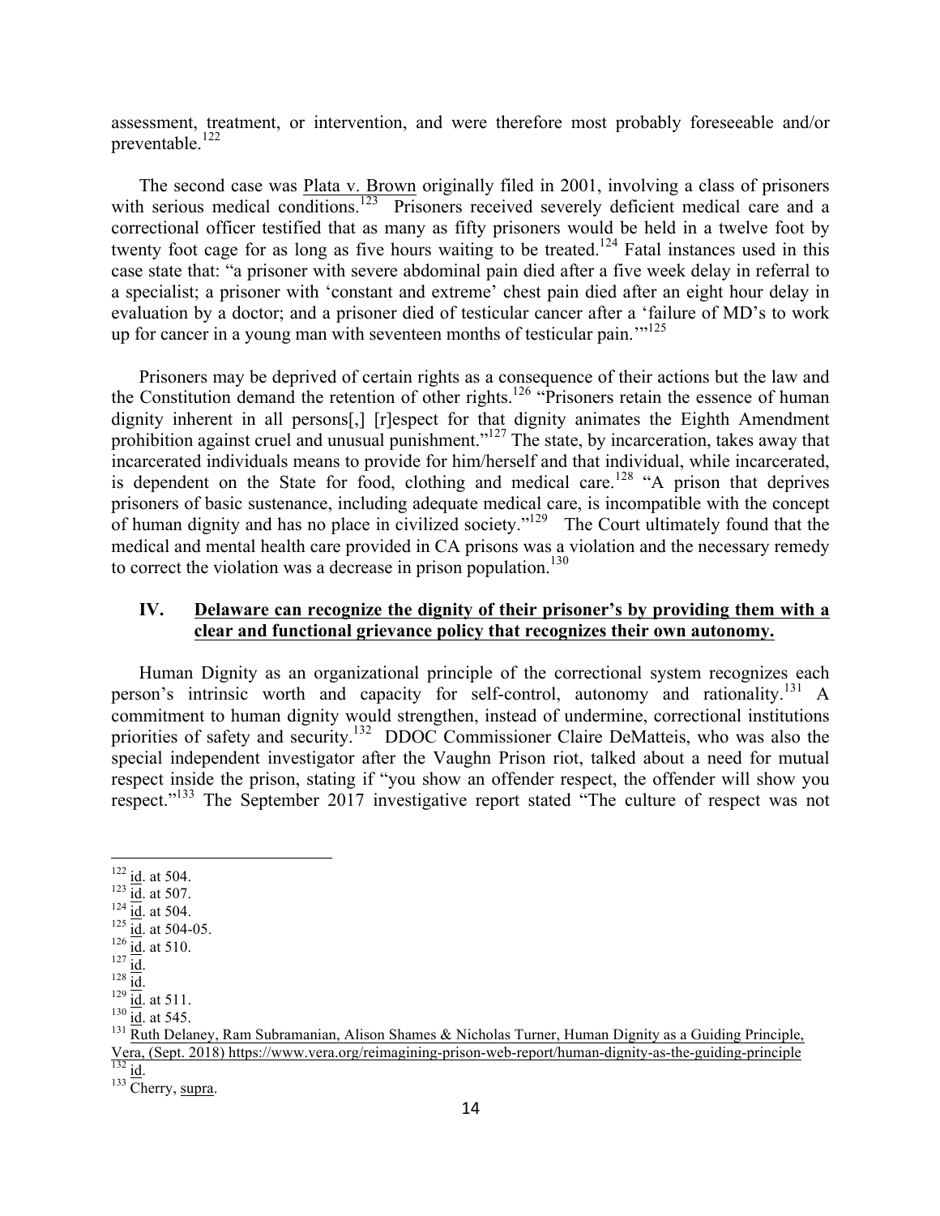assessment, treatment, or intervention, and were therefore most probably foreseeable and/or preventable.[122]

The second case was Plata v. Brown originally filed in 2001, involving a class of prisoners with serious medical conditions.[123] Prisoners received severely deficient medical care and a correctional officer testified that as many as fifty prisoners would be held in a twelve foot by twenty foot cage for as long as five hours waiting to be treated.[124] Fatal instances used in this case state that: "a prisoner with severe abdominal pain died after a five week delay in referral to a specialist; a prisoner with 'constant and extreme' chest pain died after an eight hour delay in evaluation by a doctor; and a prisoner died of testicular cancer after a 'failure of MD's to work up for cancer in a young man with seventeen months of testicular pain.'"[125]

Prisoners may be deprived of certain rights as a consequence of their actions but the law and the Constitution demand the retention of other rights.[126] "Prisoners retain the essence of human dignity inherent in all persons[,] [r]espect for that dignity animates the Eighth Amendment prohibition against cruel and unusual punishment."[127] The state, by incarceration, takes away that incarcerated individuals means to provide for him/herself and that individual, while incarcerated, is dependent on the State for food, clothing and medical care.[128] "A prison that deprives prisoners of basic sustenance, including adequate medical care, is incompatible with the concept of human dignity and has no place in civilized society."[129] The Court ultimately found that the medical and mental health care provided in CA prisons was a violation and the necessary remedy to correct the violation was a decrease in prison population.[130]

## IV. Delaware can recognize the dignity of their prisoner's by providing them with a clear and functional grievance policy that recognizes their own autonomy.

Human Dignity as an organizational principle of the correctional system recognizes each person's intrinsic worth and capacity for self-control, autonomy and rationality.[131] A commitment to human dignity would strengthen, instead of undermine, correctional institutions priorities of safety and security.[132] DDOC Commissioner Claire DeMatteis, who was also the special independent investigator after the Vaughn Prison riot, talked about a need for mutual respect inside the prison, stating if "you show an offender respect, the offender will show you respect."[133] The September 2017 investigative report stated "The culture of respect was not

---

[122] id. at 504.
[123] id. at 507.
[124] id. at 504.
[125] id. at 504-05.
[126] id. at 510.
[127] id.
[128] id.
[129] id. at 511.
[130] id. at 545.
[131] Ruth Delaney, Ram Subramanian, Alison Shames & Nicholas Turner, Human Dignity as a Guiding Principle, Vera, (Sept. 2018) https://www.vera.org/reimagining-prison-web-report/human-dignity-as-the-guiding-principle
[132] id.
[133] Cherry, supra.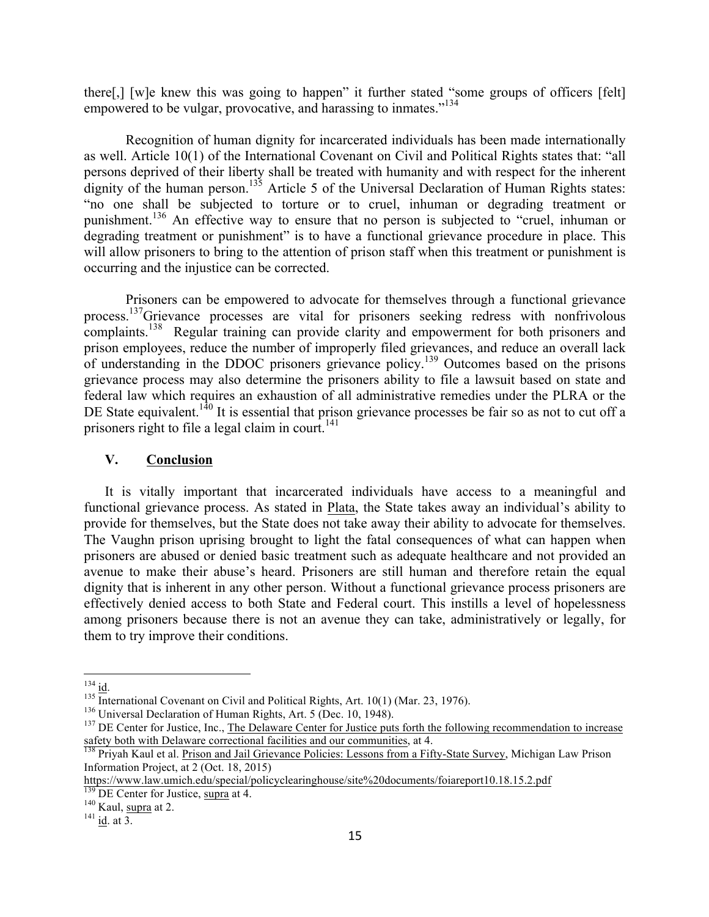there[,] [w]e knew this was going to happen" it further stated "some groups of officers [felt] empowered to be vulgar, provocative, and harassing to inmates."[134]

Recognition of human dignity for incarcerated individuals has been made internationally as well. Article 10(1) of the International Covenant on Civil and Political Rights states that: "all persons deprived of their liberty shall be treated with humanity and with respect for the inherent dignity of the human person.[135] Article 5 of the Universal Declaration of Human Rights states: "no one shall be subjected to torture or to cruel, inhuman or degrading treatment or punishment.[136] An effective way to ensure that no person is subjected to "cruel, inhuman or degrading treatment or punishment" is to have a functional grievance procedure in place. This will allow prisoners to bring to the attention of prison staff when this treatment or punishment is occurring and the injustice can be corrected.

Prisoners can be empowered to advocate for themselves through a functional grievance process.[137]Grievance processes are vital for prisoners seeking redress with nonfrivolous complaints.[138] Regular training can provide clarity and empowerment for both prisoners and prison employees, reduce the number of improperly filed grievances, and reduce an overall lack of understanding in the DDOC prisoners grievance policy.[139] Outcomes based on the prisons grievance process may also determine the prisoners ability to file a lawsuit based on state and federal law which requires an exhaustion of all administrative remedies under the PLRA or the DE State equivalent.[140] It is essential that prison grievance processes be fair so as not to cut off a prisoners right to file a legal claim in court.[141]

## V. Conclusion

It is vitally important that incarcerated individuals have access to a meaningful and functional grievance process. As stated in Plata, the State takes away an individual's ability to provide for themselves, but the State does not take away their ability to advocate for themselves. The Vaughn prison uprising brought to light the fatal consequences of what can happen when prisoners are abused or denied basic treatment such as adequate healthcare and not provided an avenue to make their abuse's heard. Prisoners are still human and therefore retain the equal dignity that is inherent in any other person. Without a functional grievance process prisoners are effectively denied access to both State and Federal court. This instills a level of hopelessness among prisoners because there is not an avenue they can take, administratively or legally, for them to try improve their conditions.

---

[134] id.

[135] International Covenant on Civil and Political Rights, Art. 10(1) (Mar. 23, 1976).

[136] Universal Declaration of Human Rights, Art. 5 (Dec. 10, 1948).

[137] DE Center for Justice, Inc., The Delaware Center for Justice puts forth the following recommendation to increase safety both with Delaware correctional facilities and our communities, at 4.

[138] Priyah Kaul et al. Prison and Jail Grievance Policies: Lessons from a Fifty-State Survey, Michigan Law Prison Information Project, at 2 (Oct. 18, 2015) https://www.law.umich.edu/special/policyclearinghouse/site%20documents/foiareport10.18.15.2.pdf

[139] DE Center for Justice, supra at 4.

[140] Kaul, supra at 2.

[141] id. at 3.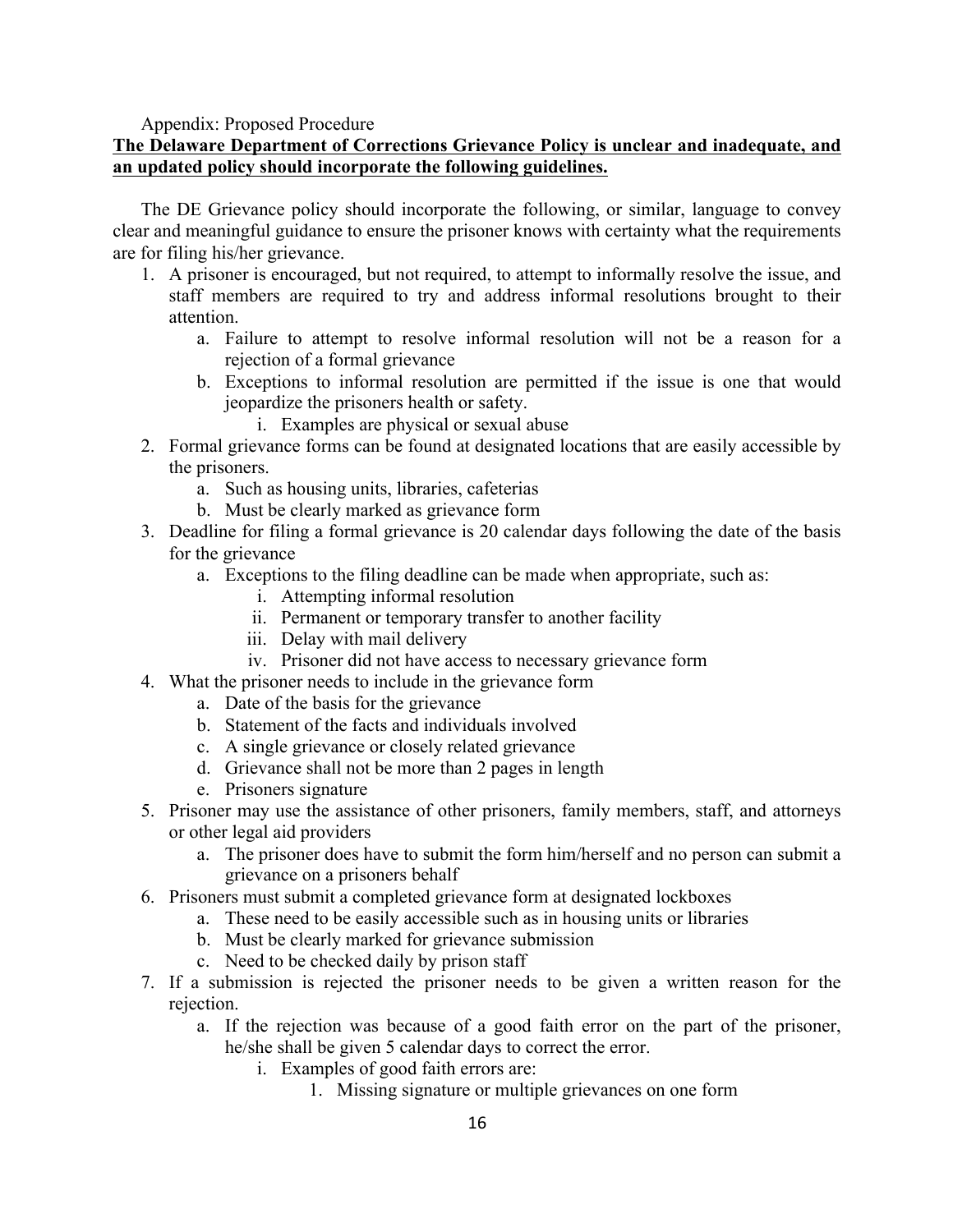Appendix: Proposed Procedure

**The Delaware Department of Corrections Grievance Policy is unclear and inadequate, and an updated policy should incorporate the following guidelines.**

The DE Grievance policy should incorporate the following, or similar, language to convey clear and meaningful guidance to ensure the prisoner knows with certainty what the requirements are for filing his/her grievance.

1. A prisoner is encouraged, but not required, to attempt to informally resolve the issue, and staff members are required to try and address informal resolutions brought to their attention.
    a. Failure to attempt to resolve informal resolution will not be a reason for a rejection of a formal grievance
    b. Exceptions to informal resolution are permitted if the issue is one that would jeopardize the prisoners health or safety.
        i. Examples are physical or sexual abuse
2. Formal grievance forms can be found at designated locations that are easily accessible by the prisoners.
    a. Such as housing units, libraries, cafeterias
    b. Must be clearly marked as grievance form
3. Deadline for filing a formal grievance is 20 calendar days following the date of the basis for the grievance
    a. Exceptions to the filing deadline can be made when appropriate, such as:
        i. Attempting informal resolution
        ii. Permanent or temporary transfer to another facility
        iii. Delay with mail delivery
        iv. Prisoner did not have access to necessary grievance form
4. What the prisoner needs to include in the grievance form
    a. Date of the basis for the grievance
    b. Statement of the facts and individuals involved
    c. A single grievance or closely related grievance
    d. Grievance shall not be more than 2 pages in length
    e. Prisoners signature
5. Prisoner may use the assistance of other prisoners, family members, staff, and attorneys or other legal aid providers
    a. The prisoner does have to submit the form him/herself and no person can submit a grievance on a prisoners behalf
6. Prisoners must submit a completed grievance form at designated lockboxes
    a. These need to be easily accessible such as in housing units or libraries
    b. Must be clearly marked for grievance submission
    c. Need to be checked daily by prison staff
7. If a submission is rejected the prisoner needs to be given a written reason for the rejection.
    a. If the rejection was because of a good faith error on the part of the prisoner, he/she shall be given 5 calendar days to correct the error.
        i. Examples of good faith errors are:
            1. Missing signature or multiple grievances on one form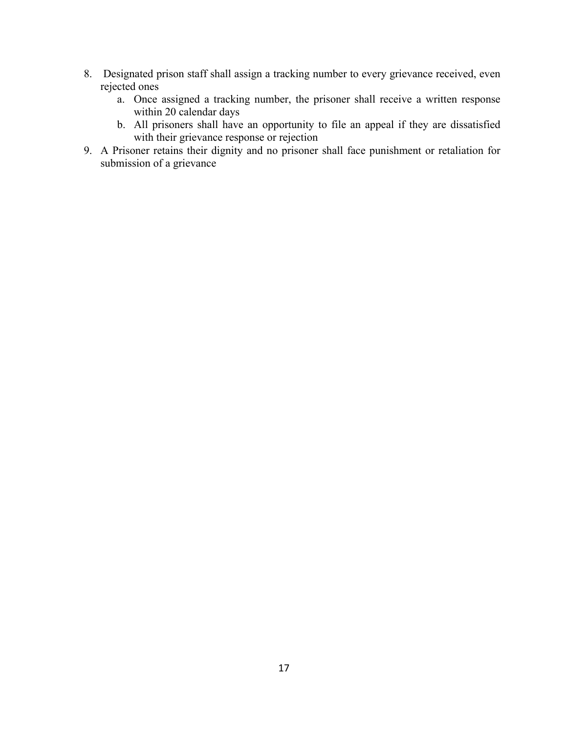8. Designated prison staff shall assign a tracking number to every grievance received, even rejected ones
    a. Once assigned a tracking number, the prisoner shall receive a written response within 20 calendar days
    b. All prisoners shall have an opportunity to file an appeal if they are dissatisfied with their grievance response or rejection
9. A Prisoner retains their dignity and no prisoner shall face punishment or retaliation for submission of a grievance